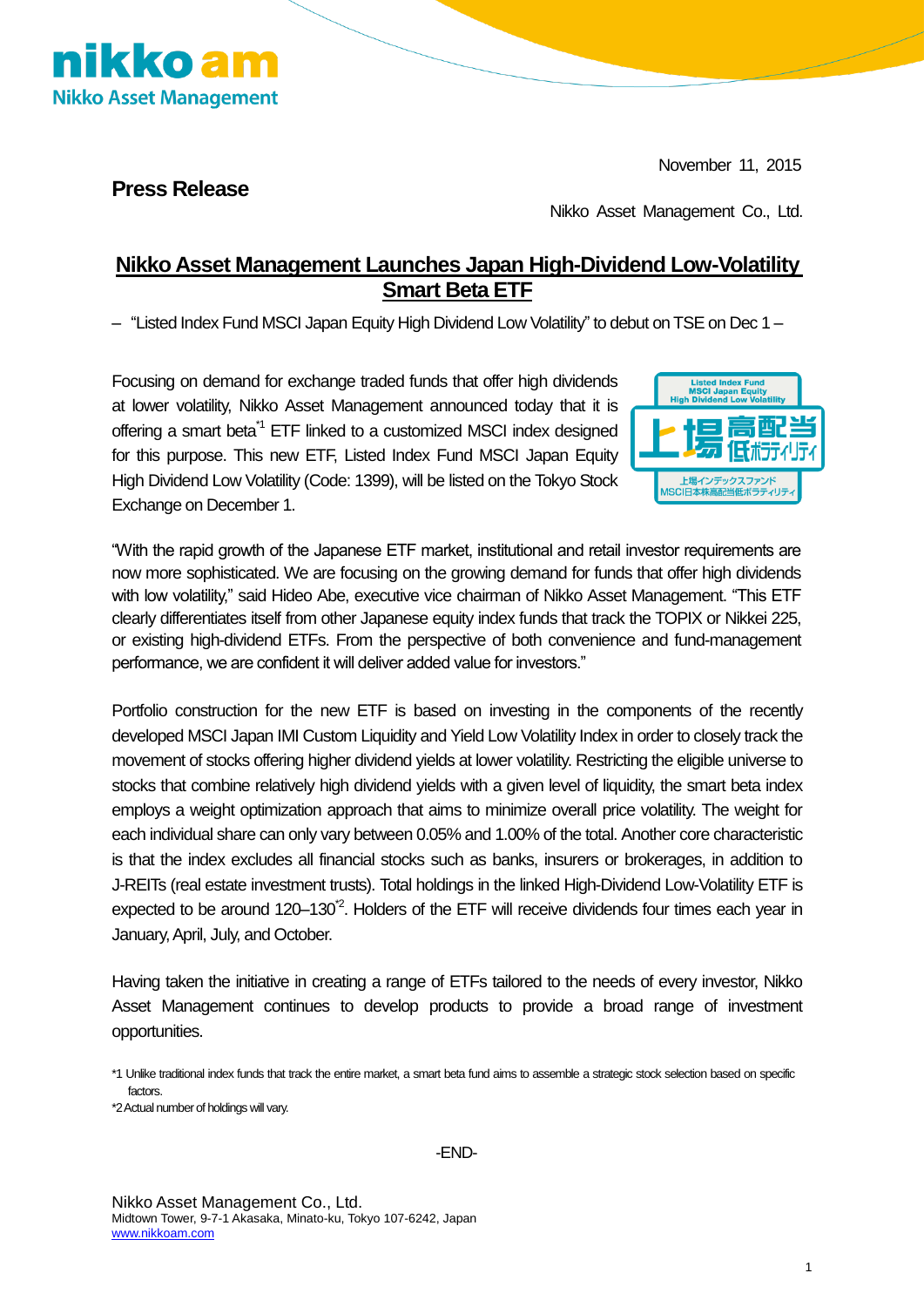nikko am
Nikko Asset Management

November 11, 2015

**Press Release**

Nikko Asset Management Co., Ltd.

# Nikko Asset Management Launches Japan High-Dividend Low-Volatility Smart Beta ETF

– "Listed Index Fund MSCI Japan Equity High Dividend Low Volatility" to debut on TSE on Dec 1 –

Focusing on demand for exchange traded funds that offer high dividends at lower volatility, Nikko Asset Management announced today that it is offering a smart beta[*1] ETF linked to a customized MSCI index designed for this purpose. This new ETF, Listed Index Fund MSCI Japan Equity High Dividend Low Volatility (Code: 1399), will be listed on the Tokyo Stock Exchange on December 1.

Listed Index Fund MSCI Japan Equity High Dividend Low Volatility
上場 高配当 低ボラティリティ
上場インデックスファンド MSCI日本株高配当低ボラティリティ

"With the rapid growth of the Japanese ETF market, institutional and retail investor requirements are now more sophisticated. We are focusing on the growing demand for funds that offer high dividends with low volatility," said Hideo Abe, executive vice chairman of Nikko Asset Management. "This ETF clearly differentiates itself from other Japanese equity index funds that track the TOPIX or Nikkei 225, or existing high-dividend ETFs. From the perspective of both convenience and fund-management performance, we are confident it will deliver added value for investors."

Portfolio construction for the new ETF is based on investing in the components of the recently developed MSCI Japan IMI Custom Liquidity and Yield Low Volatility Index in order to closely track the movement of stocks offering higher dividend yields at lower volatility. Restricting the eligible universe to stocks that combine relatively high dividend yields with a given level of liquidity, the smart beta index employs a weight optimization approach that aims to minimize overall price volatility. The weight for each individual share can only vary between 0.05% and 1.00% of the total. Another core characteristic is that the index excludes all financial stocks such as banks, insurers or brokerages, in addition to J-REITs (real estate investment trusts). Total holdings in the linked High-Dividend Low-Volatility ETF is expected to be around 120–130[*2]. Holders of the ETF will receive dividends four times each year in January, April, July, and October.

Having taken the initiative in creating a range of ETFs tailored to the needs of every investor, Nikko Asset Management continues to develop products to provide a broad range of investment opportunities.

*1 Unlike traditional index funds that track the entire market, a smart beta fund aims to assemble a strategic stock selection based on specific factors.

*2 Actual number of holdings will vary.

-END-

Nikko Asset Management Co., Ltd.
Midtown Tower, 9-7-1 Akasaka, Minato-ku, Tokyo 107-6242, Japan
www.nikkoam.com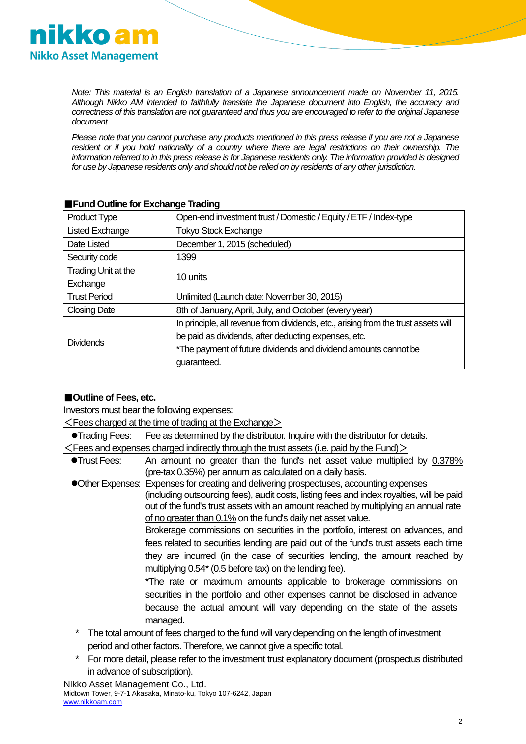*Note: This material is an English translation of a Japanese announcement made on November 11, 2015. Although Nikko AM intended to faithfully translate the Japanese document into English, the accuracy and correctness of this translation are not guaranteed and thus you are encouraged to refer to the original Japanese document.*

*Please note that you cannot purchase any products mentioned in this press release if you are not a Japanese resident or if you hold nationality of a country where there are legal restrictions on their ownership. The information referred to in this press release is for Japanese residents only. The information provided is designed for use by Japanese residents only and should not be relied on by residents of any other jurisdiction.*

**■Fund Outline for Exchange Trading**

| Product Type | Open-end investment trust / Domestic / Equity / ETF / Index-type |
|---|---|
| Listed Exchange | Tokyo Stock Exchange |
| Date Listed | December 1, 2015 (scheduled) |
| Security code | 1399 |
| Trading Unit at the Exchange | 10 units |
| Trust Period | Unlimited (Launch date: November 30, 2015) |
| Closing Date | 8th of January, April, July, and October (every year) |
| Dividends | In principle, all revenue from dividends, etc., arising from the trust assets will be paid as dividends, after deducting expenses, etc.<br>*The payment of future dividends and dividend amounts cannot be guaranteed. |

**■Outline of Fees, etc.**

Investors must bear the following expenses:

<u>＜Fees charged at the time of trading at the Exchange＞</u>

- ●Trading Fees: Fee as determined by the distributor. Inquire with the distributor for details.

<u>＜Fees and expenses charged indirectly through the trust assets (i.e. paid by the Fund)＞</u>

- ●Trust Fees: An amount no greater than the fund's net asset value multiplied by <u>0.378% (pre-tax 0.35%)</u> per annum as calculated on a daily basis.
- ●Other Expenses: Expenses for creating and delivering prospectuses, accounting expenses (including outsourcing fees), audit costs, listing fees and index royalties, will be paid out of the fund's trust assets with an amount reached by multiplying <u>an annual rate of no greater than 0.1%</u> on the fund's daily net asset value.
  Brokerage commissions on securities in the portfolio, interest on advances, and fees related to securities lending are paid out of the fund's trust assets each time they are incurred (in the case of securities lending, the amount reached by multiplying 0.54* (0.5 before tax) on the lending fee).
  *The rate or maximum amounts applicable to brokerage commissions on securities in the portfolio and other expenses cannot be disclosed in advance because the actual amount will vary depending on the state of the assets managed.

\* The total amount of fees charged to the fund will vary depending on the length of investment period and other factors. Therefore, we cannot give a specific total.

\* For more detail, please refer to the investment trust explanatory document (prospectus distributed in advance of subscription).

Nikko Asset Management Co., Ltd.
Midtown Tower, 9-7-1 Akasaka, Minato-ku, Tokyo 107-6242, Japan
www.nikkoam.com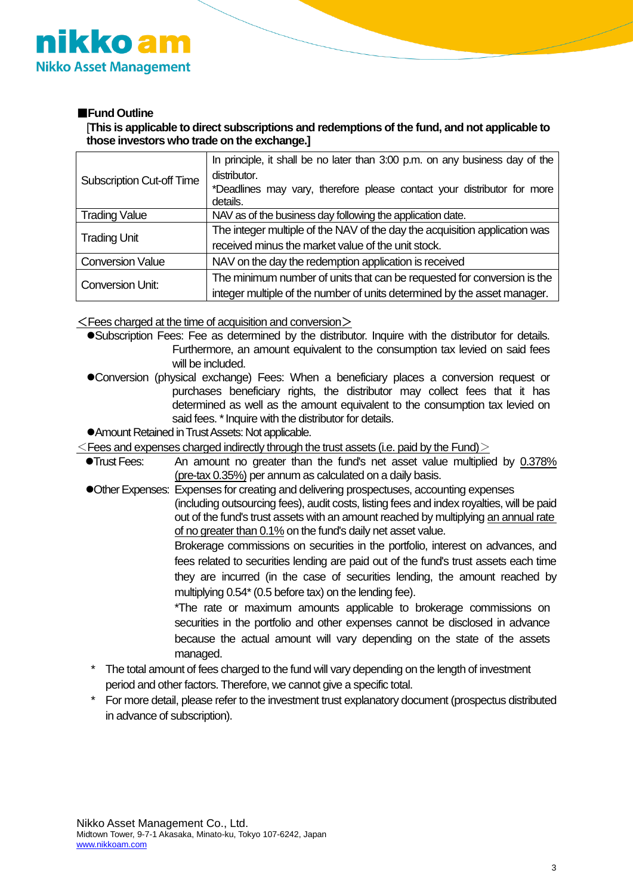**■Fund Outline**

**[This is applicable to direct subscriptions and redemptions of the fund, and not applicable to those investors who trade on the exchange.]**

| | |
|---|---|
| Subscription Cut-off Time | In principle, it shall be no later than 3:00 p.m. on any business day of the distributor.<br>*Deadlines may vary, therefore please contact your distributor for more details. |
| Trading Value | NAV as of the business day following the application date. |
| Trading Unit | The integer multiple of the NAV of the day the acquisition application was received minus the market value of the unit stock. |
| Conversion Value | NAV on the day the redemption application is received |
| Conversion Unit: | The minimum number of units that can be requested for conversion is the integer multiple of the number of units determined by the asset manager. |

<u>＜Fees charged at the time of acquisition and conversion＞</u>

- ●Subscription Fees: Fee as determined by the distributor. Inquire with the distributor for details. Furthermore, an amount equivalent to the consumption tax levied on said fees will be included.
- ●Conversion (physical exchange) Fees: When a beneficiary places a conversion request or purchases beneficiary rights, the distributor may collect fees that it has determined as well as the amount equivalent to the consumption tax levied on said fees. * Inquire with the distributor for details.
- ●Amount Retained in Trust Assets: Not applicable.

<u>＜Fees and expenses charged indirectly through the trust assets (i.e. paid by the Fund)＞</u>

- ●Trust Fees: An amount no greater than the fund's net asset value multiplied by <u>0.378% (pre-tax 0.35%)</u> per annum as calculated on a daily basis.
- ●Other Expenses: Expenses for creating and delivering prospectuses, accounting expenses (including outsourcing fees), audit costs, listing fees and index royalties, will be paid out of the fund's trust assets with an amount reached by multiplying <u>an annual rate of no greater than 0.1%</u> on the fund's daily net asset value.

  Brokerage commissions on securities in the portfolio, interest on advances, and fees related to securities lending are paid out of the fund's trust assets each time they are incurred (in the case of securities lending, the amount reached by multiplying 0.54* (0.5 before tax) on the lending fee).

  *The rate or maximum amounts applicable to brokerage commissions on securities in the portfolio and other expenses cannot be disclosed in advance because the actual amount will vary depending on the state of the assets managed.

\* The total amount of fees charged to the fund will vary depending on the length of investment period and other factors. Therefore, we cannot give a specific total.

\* For more detail, please refer to the investment trust explanatory document (prospectus distributed in advance of subscription).

Nikko Asset Management Co., Ltd.
Midtown Tower, 9-7-1 Akasaka, Minato-ku, Tokyo 107-6242, Japan
www.nikkoam.com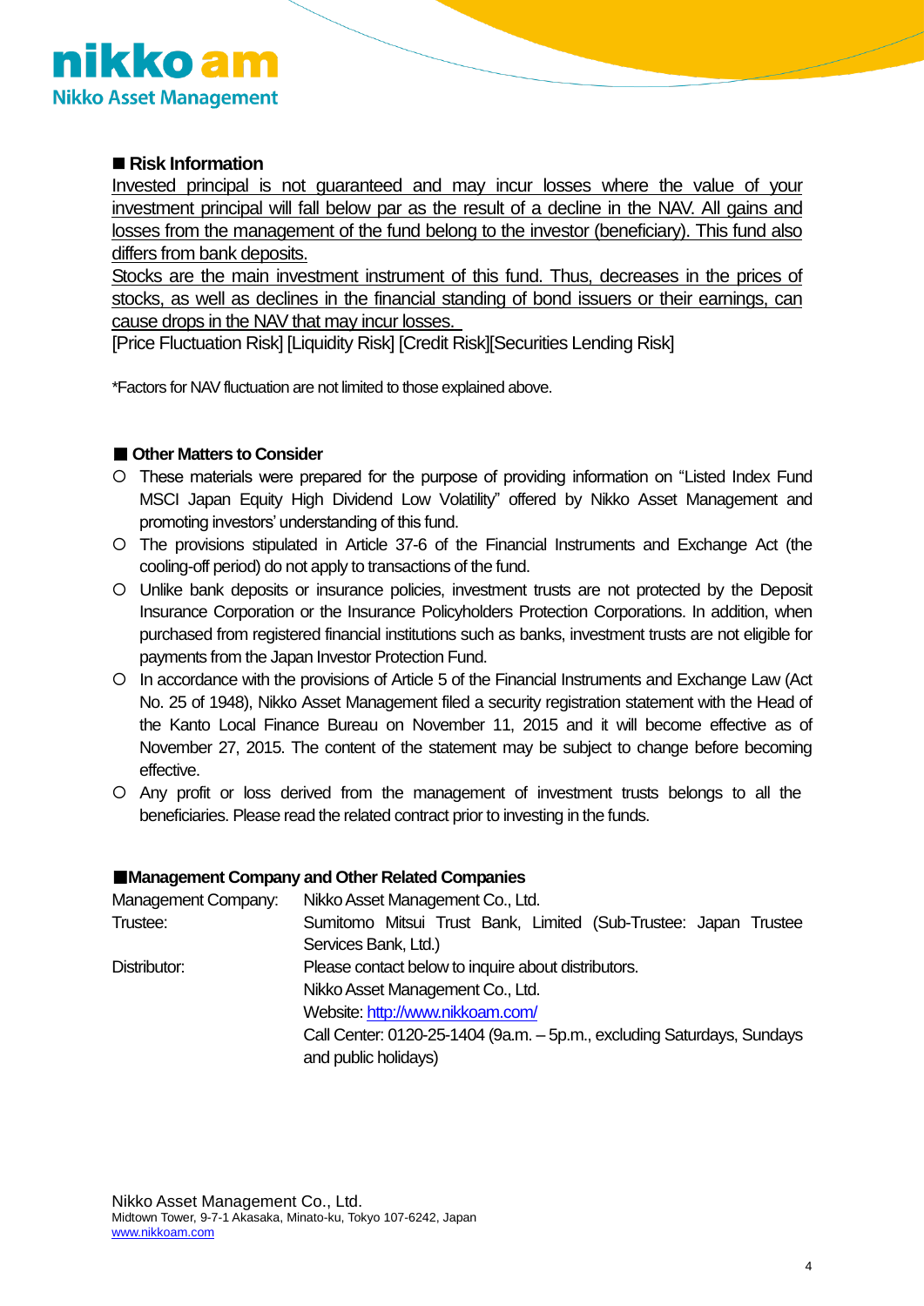■ **Risk Information**

Invested principal is not guaranteed and may incur losses where the value of your investment principal will fall below par as the result of a decline in the NAV. All gains and losses from the management of the fund belong to the investor (beneficiary). This fund also differs from bank deposits.

Stocks are the main investment instrument of this fund. Thus, decreases in the prices of stocks, as well as declines in the financial standing of bond issuers or their earnings, can cause drops in the NAV that may incur losses.

[Price Fluctuation Risk] [Liquidity Risk] [Credit Risk][Securities Lending Risk]

*Factors for NAV fluctuation are not limited to those explained above.

■ **Other Matters to Consider**

- These materials were prepared for the purpose of providing information on "Listed Index Fund MSCI Japan Equity High Dividend Low Volatility" offered by Nikko Asset Management and promoting investors' understanding of this fund.
- The provisions stipulated in Article 37-6 of the Financial Instruments and Exchange Act (the cooling-off period) do not apply to transactions of the fund.
- Unlike bank deposits or insurance policies, investment trusts are not protected by the Deposit Insurance Corporation or the Insurance Policyholders Protection Corporations. In addition, when purchased from registered financial institutions such as banks, investment trusts are not eligible for payments from the Japan Investor Protection Fund.
- In accordance with the provisions of Article 5 of the Financial Instruments and Exchange Law (Act No. 25 of 1948), Nikko Asset Management filed a security registration statement with the Head of the Kanto Local Finance Bureau on November 11, 2015 and it will become effective as of November 27, 2015. The content of the statement may be subject to change before becoming effective.
- Any profit or loss derived from the management of investment trusts belongs to all the beneficiaries. Please read the related contract prior to investing in the funds.

■**Management Company and Other Related Companies**

| | |
|---|---|
| Management Company: | Nikko Asset Management Co., Ltd. |
| Trustee: | Sumitomo Mitsui Trust Bank, Limited (Sub-Trustee: Japan Trustee Services Bank, Ltd.) |
| Distributor: | Please contact below to inquire about distributors.<br>Nikko Asset Management Co., Ltd.<br>Website: http://www.nikkoam.com/<br>Call Center: 0120-25-1404 (9a.m. – 5p.m., excluding Saturdays, Sundays and public holidays) |

Nikko Asset Management Co., Ltd.
Midtown Tower, 9-7-1 Akasaka, Minato-ku, Tokyo 107-6242, Japan
www.nikkoam.com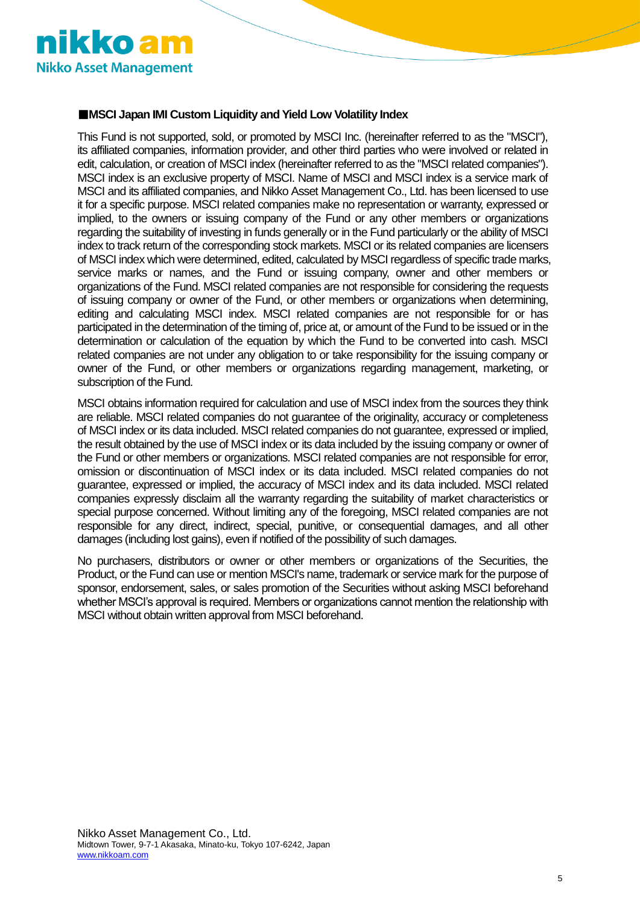## ■MSCI Japan IMI Custom Liquidity and Yield Low Volatility Index

This Fund is not supported, sold, or promoted by MSCI Inc. (hereinafter referred to as the "MSCI"), its affiliated companies, information provider, and other third parties who were involved or related in edit, calculation, or creation of MSCI index (hereinafter referred to as the "MSCI related companies"). MSCI index is an exclusive property of MSCI. Name of MSCI and MSCI index is a service mark of MSCI and its affiliated companies, and Nikko Asset Management Co., Ltd. has been licensed to use it for a specific purpose. MSCI related companies make no representation or warranty, expressed or implied, to the owners or issuing company of the Fund or any other members or organizations regarding the suitability of investing in funds generally or in the Fund particularly or the ability of MSCI index to track return of the corresponding stock markets. MSCI or its related companies are licensers of MSCI index which were determined, edited, calculated by MSCI regardless of specific trade marks, service marks or names, and the Fund or issuing company, owner and other members or organizations of the Fund. MSCI related companies are not responsible for considering the requests of issuing company or owner of the Fund, or other members or organizations when determining, editing and calculating MSCI index. MSCI related companies are not responsible for or has participated in the determination of the timing of, price at, or amount of the Fund to be issued or in the determination or calculation of the equation by which the Fund to be converted into cash. MSCI related companies are not under any obligation to or take responsibility for the issuing company or owner of the Fund, or other members or organizations regarding management, marketing, or subscription of the Fund.

MSCI obtains information required for calculation and use of MSCI index from the sources they think are reliable. MSCI related companies do not guarantee of the originality, accuracy or completeness of MSCI index or its data included. MSCI related companies do not guarantee, expressed or implied, the result obtained by the use of MSCI index or its data included by the issuing company or owner of the Fund or other members or organizations. MSCI related companies are not responsible for error, omission or discontinuation of MSCI index or its data included. MSCI related companies do not guarantee, expressed or implied, the accuracy of MSCI index and its data included. MSCI related companies expressly disclaim all the warranty regarding the suitability of market characteristics or special purpose concerned. Without limiting any of the foregoing, MSCI related companies are not responsible for any direct, indirect, special, punitive, or consequential damages, and all other damages (including lost gains), even if notified of the possibility of such damages.

No purchasers, distributors or owner or other members or organizations of the Securities, the Product, or the Fund can use or mention MSCI's name, trademark or service mark for the purpose of sponsor, endorsement, sales, or sales promotion of the Securities without asking MSCI beforehand whether MSCI's approval is required. Members or organizations cannot mention the relationship with MSCI without obtain written approval from MSCI beforehand.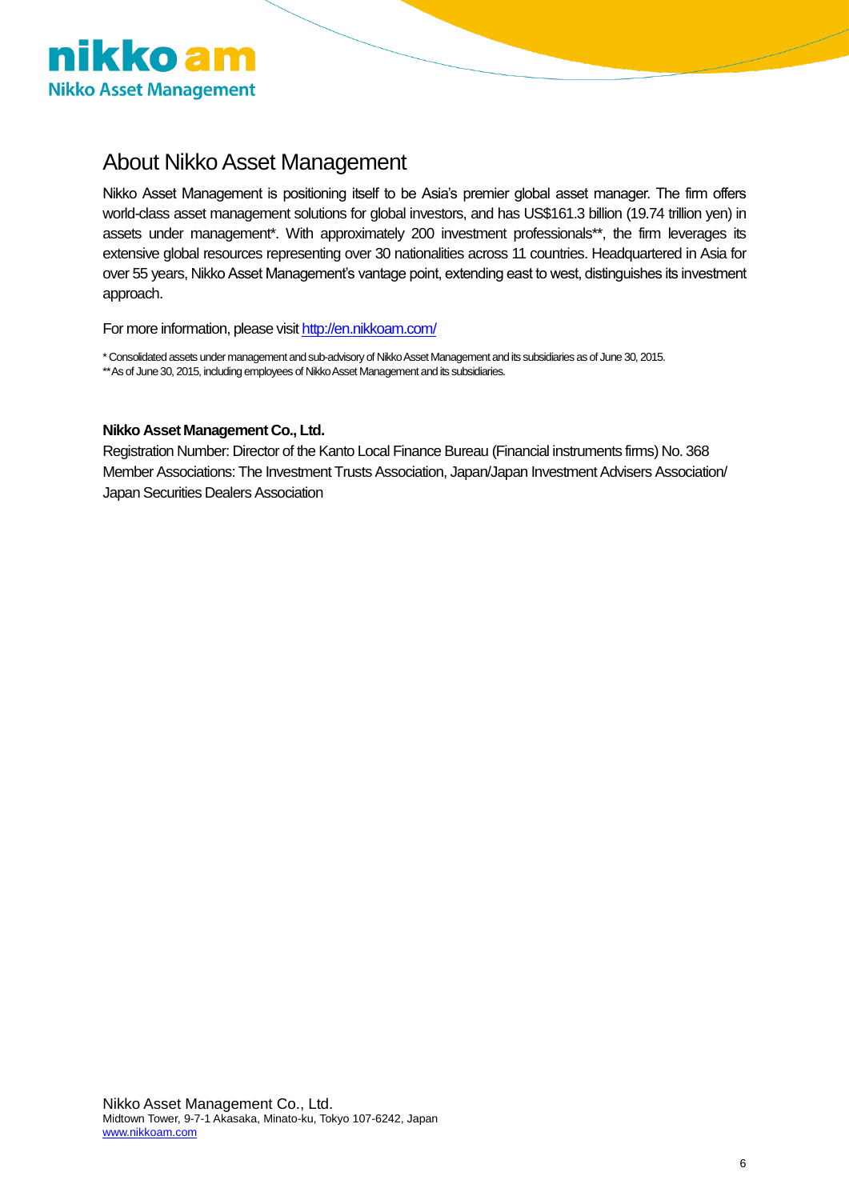## About Nikko Asset Management

Nikko Asset Management is positioning itself to be Asia's premier global asset manager. The firm offers world-class asset management solutions for global investors, and has US$161.3 billion (19.74 trillion yen) in assets under management*. With approximately 200 investment professionals**, the firm leverages its extensive global resources representing over 30 nationalities across 11 countries. Headquartered in Asia for over 55 years, Nikko Asset Management's vantage point, extending east to west, distinguishes its investment approach.

For more information, please visit http://en.nikkoam.com/

* Consolidated assets under management and sub-advisory of Nikko Asset Management and its subsidiaries as of June 30, 2015.
** As of June 30, 2015, including employees of Nikko Asset Management and its subsidiaries.

**Nikko Asset Management Co., Ltd.**
Registration Number: Director of the Kanto Local Finance Bureau (Financial instruments firms) No. 368
Member Associations: The Investment Trusts Association, Japan/Japan Investment Advisers Association/ Japan Securities Dealers Association

Nikko Asset Management Co., Ltd.
Midtown Tower, 9-7-1 Akasaka, Minato-ku, Tokyo 107-6242, Japan
www.nikkoam.com